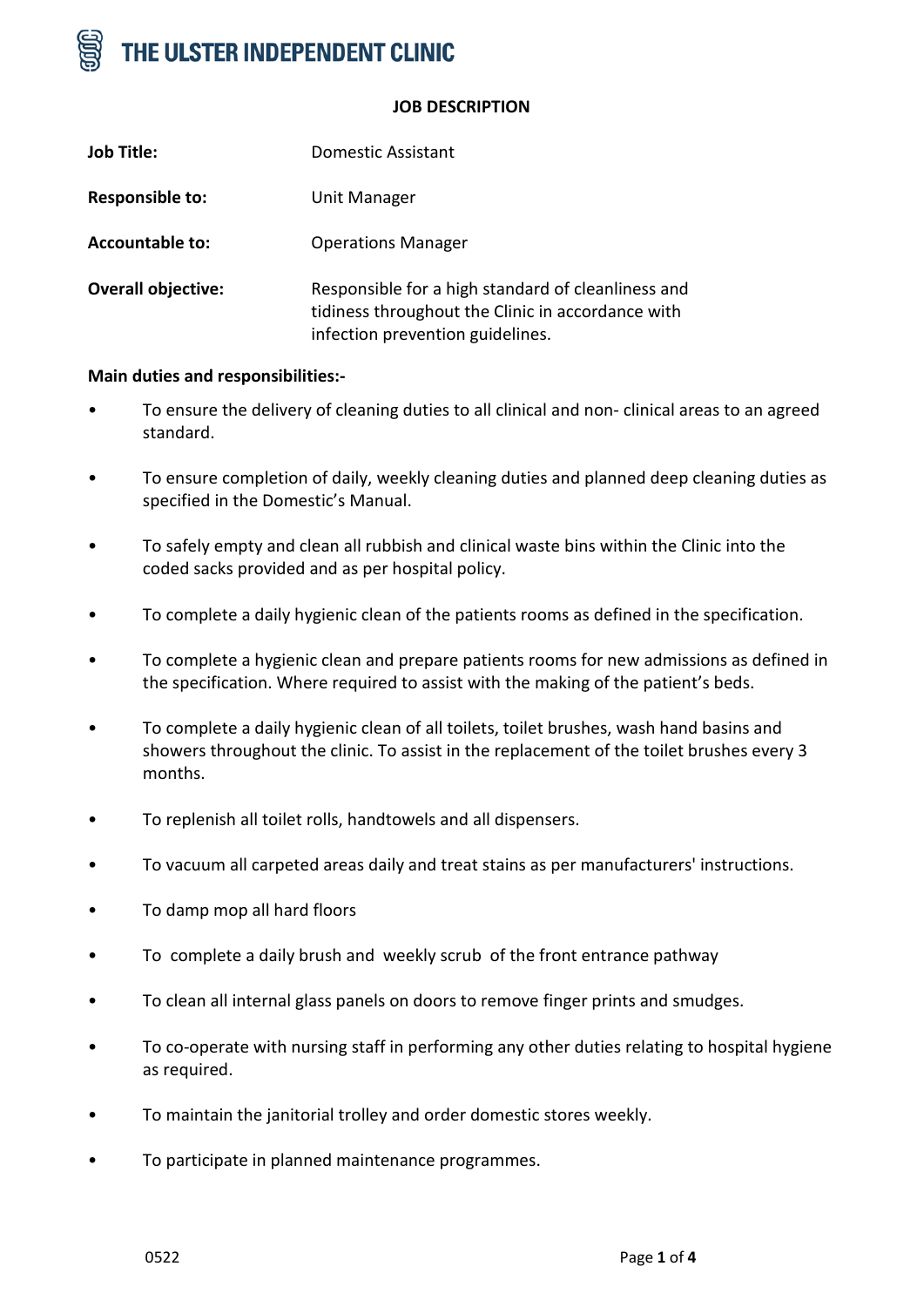# THE ULSTER INDEPENDENT CLINIC

## JOB DESCRIPTION

| | |
|---|---|
| **Job Title:** | Domestic Assistant |
| **Responsible to:** | Unit Manager |
| **Accountable to:** | Operations Manager |
| **Overall objective:** | Responsible for a high standard of cleanliness and tidiness throughout the Clinic in accordance with infection prevention guidelines. |

**Main duties and responsibilities:-**

- To ensure the delivery of cleaning duties to all clinical and non- clinical areas to an agreed standard.
- To ensure completion of daily, weekly cleaning duties and planned deep cleaning duties as specified in the Domestic's Manual.
- To safely empty and clean all rubbish and clinical waste bins within the Clinic into the coded sacks provided and as per hospital policy.
- To complete a daily hygienic clean of the patients rooms as defined in the specification.
- To complete a hygienic clean and prepare patients rooms for new admissions as defined in the specification. Where required to assist with the making of the patient's beds.
- To complete a daily hygienic clean of all toilets, toilet brushes, wash hand basins and showers throughout the clinic. To assist in the replacement of the toilet brushes every 3 months.
- To replenish all toilet rolls, handtowels and all dispensers.
- To vacuum all carpeted areas daily and treat stains as per manufacturers' instructions.
- To damp mop all hard floors
- To complete a daily brush and weekly scrub of the front entrance pathway
- To clean all internal glass panels on doors to remove finger prints and smudges.
- To co-operate with nursing staff in performing any other duties relating to hospital hygiene as required.
- To maintain the janitorial trolley and order domestic stores weekly.
- To participate in planned maintenance programmes.

0522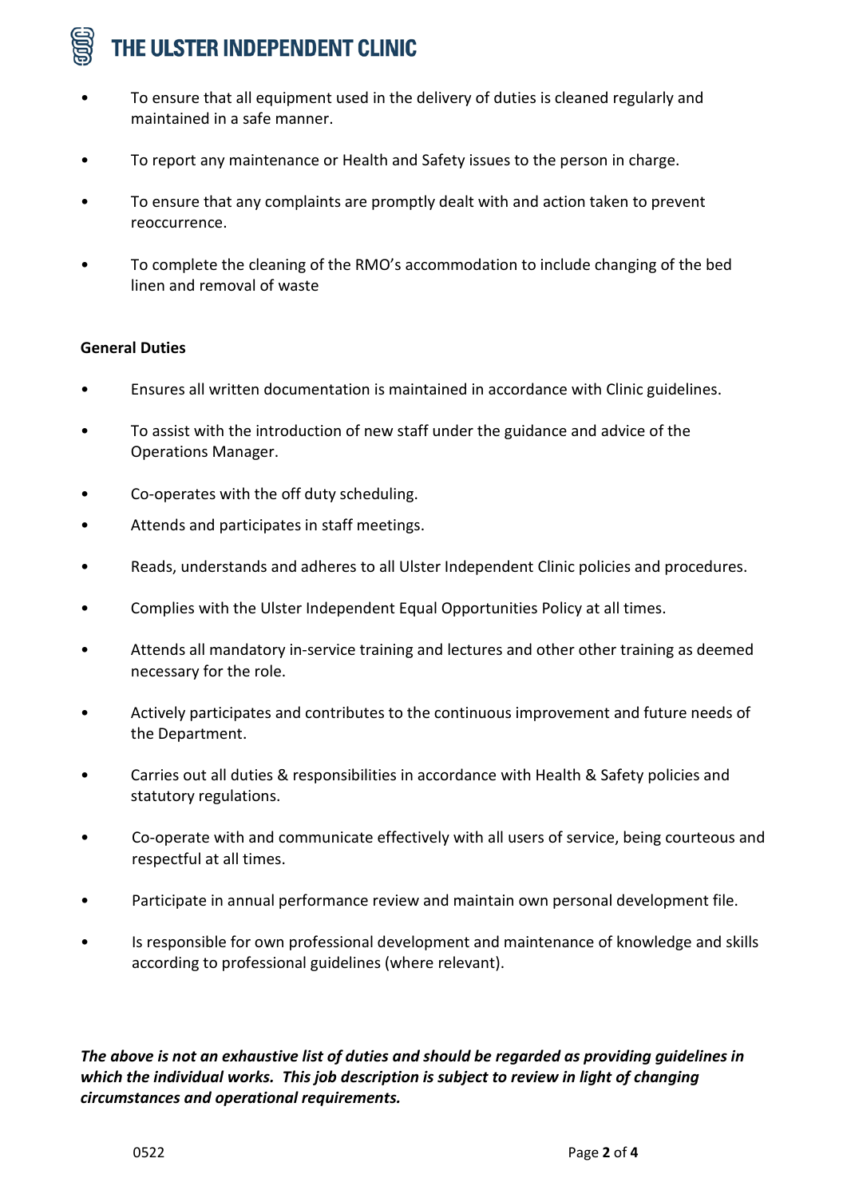- To ensure that all equipment used in the delivery of duties is cleaned regularly and maintained in a safe manner.
- To report any maintenance or Health and Safety issues to the person in charge.
- To ensure that any complaints are promptly dealt with and action taken to prevent reoccurrence.
- To complete the cleaning of the RMO's accommodation to include changing of the bed linen and removal of waste

**General Duties**

- Ensures all written documentation is maintained in accordance with Clinic guidelines.
- To assist with the introduction of new staff under the guidance and advice of the Operations Manager.
- Co-operates with the off duty scheduling.
- Attends and participates in staff meetings.
- Reads, understands and adheres to all Ulster Independent Clinic policies and procedures.
- Complies with the Ulster Independent Equal Opportunities Policy at all times.
- Attends all mandatory in-service training and lectures and other other training as deemed necessary for the role.
- Actively participates and contributes to the continuous improvement and future needs of the Department.
- Carries out all duties & responsibilities in accordance with Health & Safety policies and statutory regulations.
- Co-operate with and communicate effectively with all users of service, being courteous and respectful at all times.
- Participate in annual performance review and maintain own personal development file.
- Is responsible for own professional development and maintenance of knowledge and skills according to professional guidelines (where relevant).

***The above is not an exhaustive list of duties and should be regarded as providing guidelines in which the individual works. This job description is subject to review in light of changing circumstances and operational requirements.***

0522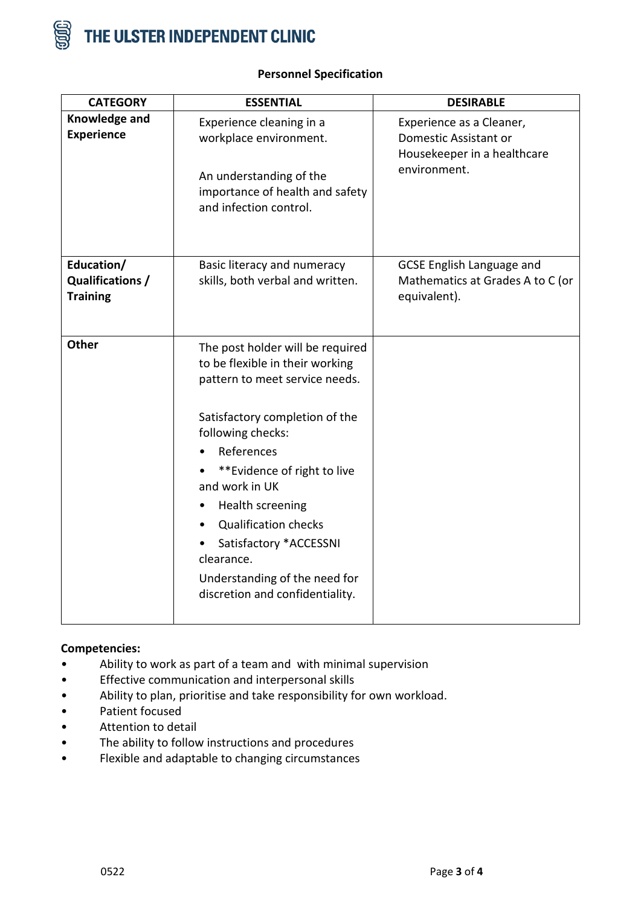**THE ULSTER INDEPENDENT CLINIC**

## Personnel Specification

| CATEGORY | ESSENTIAL | DESIRABLE |
|---|---|---|
| **Knowledge and Experience** | Experience cleaning in a workplace environment.<br><br>An understanding of the importance of health and safety and infection control. | Experience as a Cleaner, Domestic Assistant or Housekeeper in a healthcare environment. |
| **Education/ Qualifications / Training** | Basic literacy and numeracy skills, both verbal and written. | GCSE English Language and Mathematics at Grades A to C (or equivalent). |
| **Other** | The post holder will be required to be flexible in their working pattern to meet service needs.<br><br>Satisfactory completion of the following checks:<br>• References<br>• **Evidence of right to live and work in UK<br>• Health screening<br>• Qualification checks<br>• Satisfactory *ACCESSNI clearance.<br>Understanding of the need for discretion and confidentiality. | |

**Competencies:**

- Ability to work as part of a team and with minimal supervision
- Effective communication and interpersonal skills
- Ability to plan, prioritise and take responsibility for own workload.
- Patient focused
- Attention to detail
- The ability to follow instructions and procedures
- Flexible and adaptable to changing circumstances

0522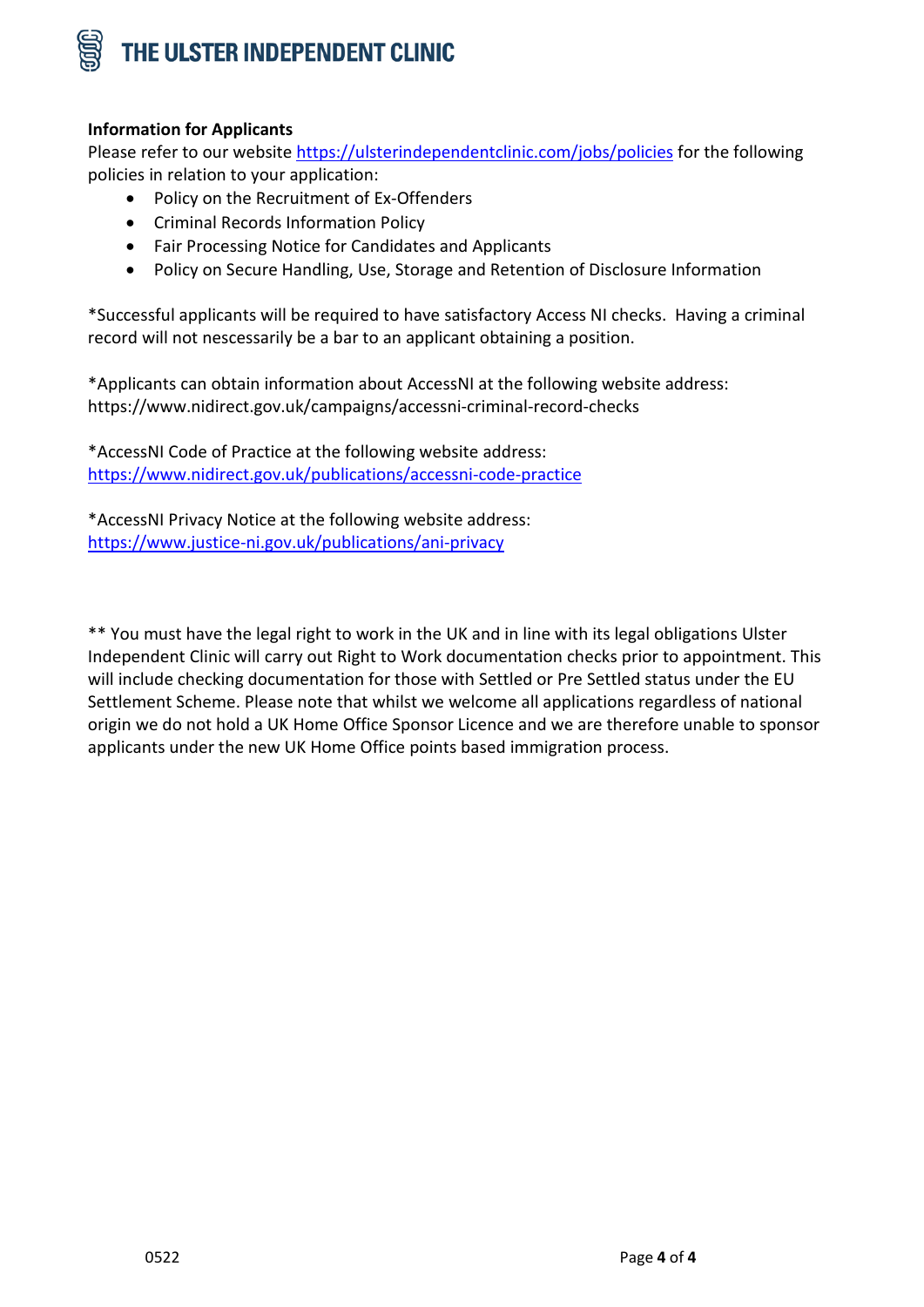**Information for Applicants**

Please refer to our website https://ulsterindependentclinic.com/jobs/policies for the following policies in relation to your application:

- Policy on the Recruitment of Ex-Offenders
- Criminal Records Information Policy
- Fair Processing Notice for Candidates and Applicants
- Policy on Secure Handling, Use, Storage and Retention of Disclosure Information

*Successful applicants will be required to have satisfactory Access NI checks. Having a criminal record will not nescessarily be a bar to an applicant obtaining a position.

*Applicants can obtain information about AccessNI at the following website address: https://www.nidirect.gov.uk/campaigns/accessni-criminal-record-checks

*AccessNI Code of Practice at the following website address: https://www.nidirect.gov.uk/publications/accessni-code-practice

*AccessNI Privacy Notice at the following website address: https://www.justice-ni.gov.uk/publications/ani-privacy

** You must have the legal right to work in the UK and in line with its legal obligations Ulster Independent Clinic will carry out Right to Work documentation checks prior to appointment. This will include checking documentation for those with Settled or Pre Settled status under the EU Settlement Scheme. Please note that whilst we welcome all applications regardless of national origin we do not hold a UK Home Office Sponsor Licence and we are therefore unable to sponsor applicants under the new UK Home Office points based immigration process.